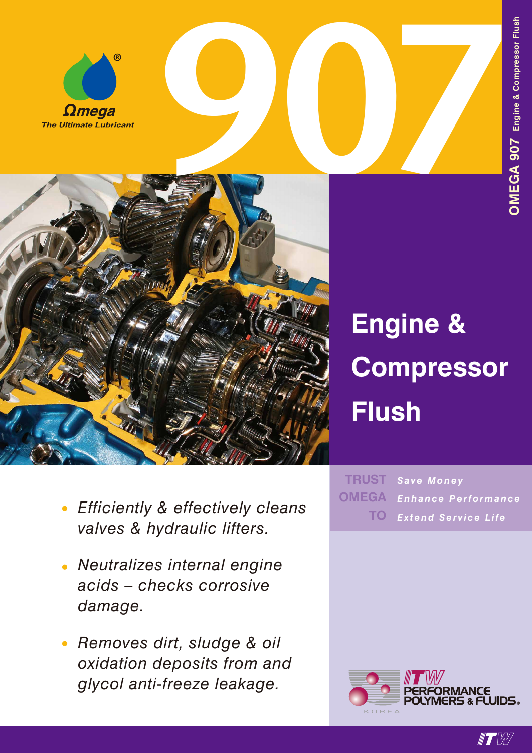Ωmega

*The Ultimate Lubricant*

# 907

OMEGA 907 Engine & Compressor Flush

## Engine & Compressor Flush

- *Efficiently & effectively cleans valves & hydraulic lifters.*
- *Neutralizes internal engine acids – checks corrosive damage.*
- *Removes dirt, sludge & oil oxidation deposits from and glycol anti-freeze leakage.*

| | |
|---|---|
| TRUST | *Save Money* |
| OMEGA | *Enhance Performance* |
| TO | *Extend Service Life* |

ITW PERFORMANCE POLYMERS & FLUIDS

KOREA

ITW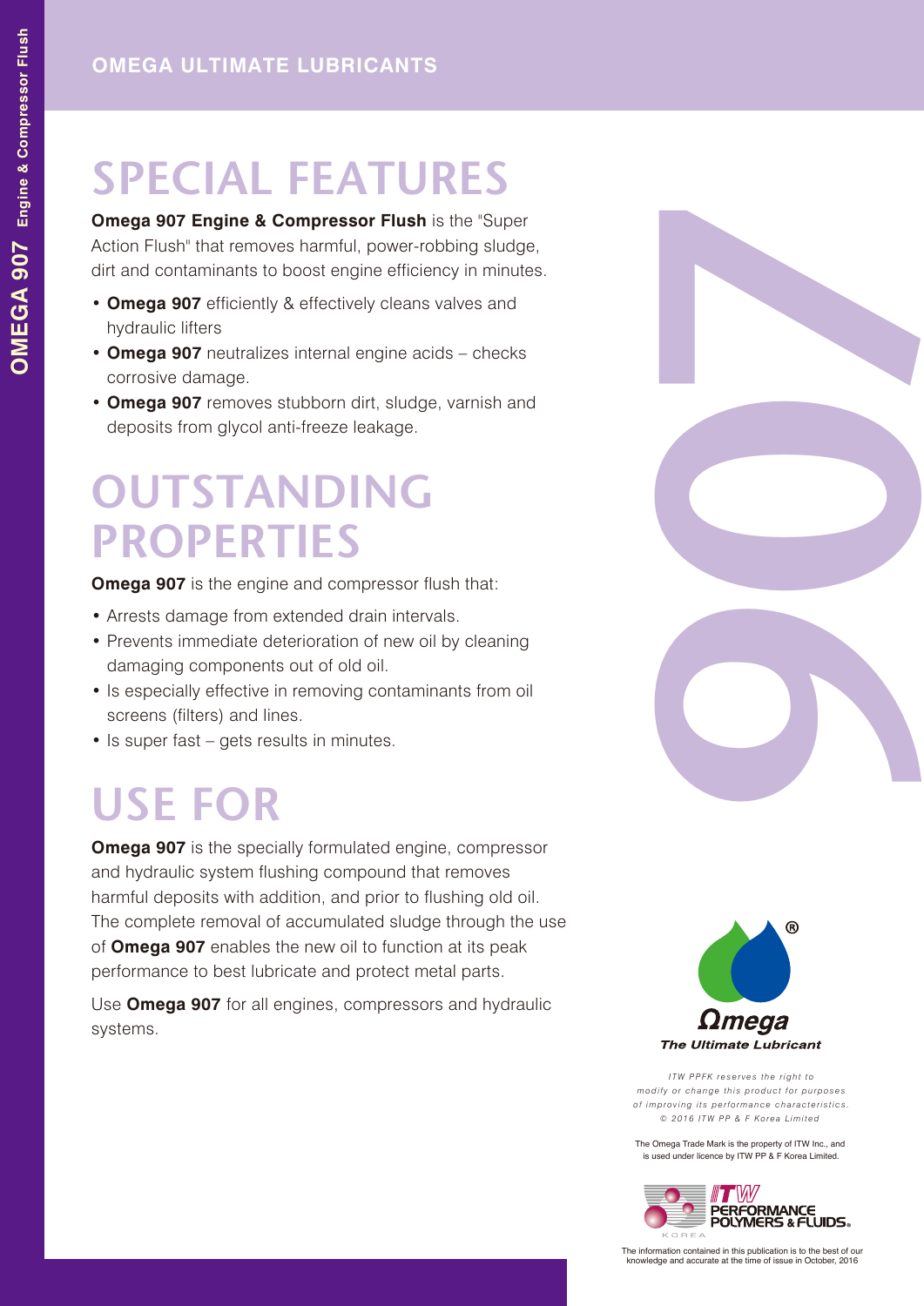OMEGA ULTIMATE LUBRICANTS

# SPECIAL FEATURES

**Omega 907 Engine & Compressor Flush** is the "Super Action Flush" that removes harmful, power-robbing sludge, dirt and contaminants to boost engine efficiency in minutes.

- **Omega 907** efficiently & effectively cleans valves and hydraulic lifters
- **Omega 907** neutralizes internal engine acids – checks corrosive damage.
- **Omega 907** removes stubborn dirt, sludge, varnish and deposits from glycol anti-freeze leakage.

# OUTSTANDING PROPERTIES

**Omega 907** is the engine and compressor flush that:

- Arrests damage from extended drain intervals.
- Prevents immediate deterioration of new oil by cleaning damaging components out of old oil.
- Is especially effective in removing contaminants from oil screens (filters) and lines.
- Is super fast – gets results in minutes.

# USE FOR

**Omega 907** is the specially formulated engine, compressor and hydraulic system flushing compound that removes harmful deposits with addition, and prior to flushing old oil. The complete removal of accumulated sludge through the use of **Omega 907** enables the new oil to function at its peak performance to best lubricate and protect metal parts.

Use **Omega 907** for all engines, compressors and hydraulic systems.

*ITW PPFK reserves the right to modify or change this product for purposes of improving its performance characteristics. © 2016 ITW PP & F Korea Limited*

The Omega Trade Mark is the property of ITW Inc., and is used under licence by ITW PP & F Korea Limited.

The information contained in this publication is to the best of our knowledge and accurate at the time of issue in October, 2016